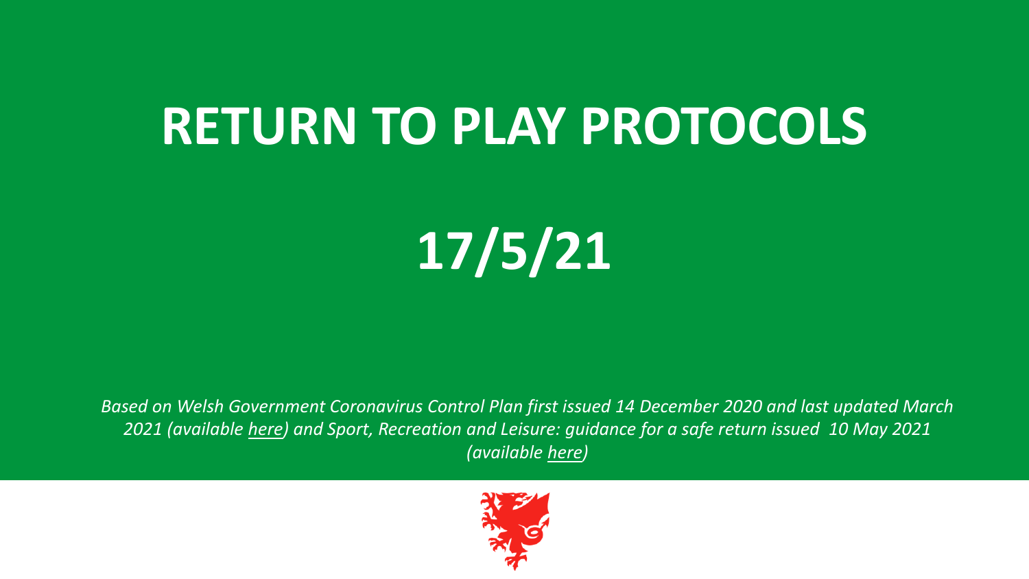# RETURN TO PLAY PROTOCOLS

## 17/5/21

*Based on Welsh Government Coronavirus Control Plan first issued 14 December 2020 and last updated March 2021 (available here) and Sport, Recreation and Leisure: guidance for a safe return issued 10 May 2021 (available here)*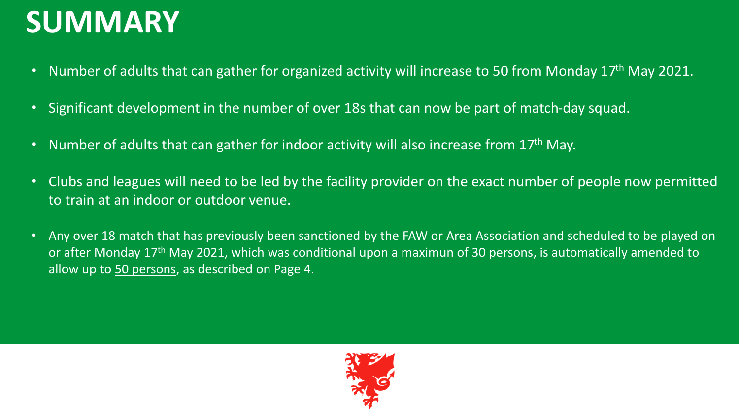# SUMMARY

- Number of adults that can gather for organized activity will increase to 50 from Monday 17th May 2021.
- Significant development in the number of over 18s that can now be part of match-day squad.
- Number of adults that can gather for indoor activity will also increase from 17th May.
- Clubs and leagues will need to be led by the facility provider on the exact number of people now permitted to train at an indoor or outdoor venue.
- Any over 18 match that has previously been sanctioned by the FAW or Area Association and scheduled to be played on or after Monday 17th May 2021, which was conditional upon a maximun of 30 persons, is automatically amended to allow up to 50 persons, as described on Page 4.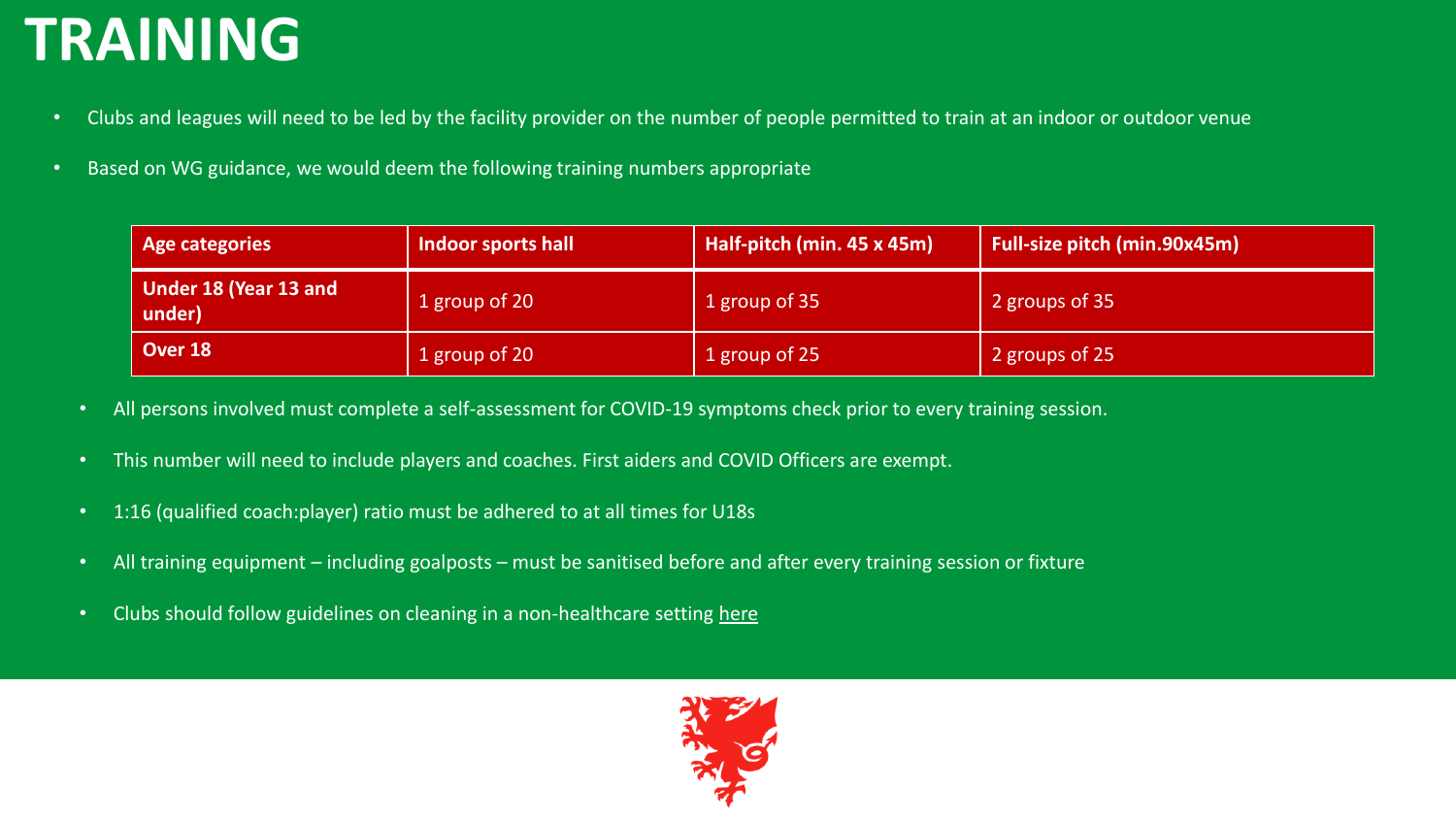# TRAINING

- Clubs and leagues will need to be led by the facility provider on the number of people permitted to train at an indoor or outdoor venue
- Based on WG guidance, we would deem the following training numbers appropriate

| Age categories | Indoor sports hall | Half-pitch (min. 45 x 45m) | Full-size pitch (min.90x45m) |
|---|---|---|---|
| Under 18 (Year 13 and under) | 1 group of 20 | 1 group of 35 | 2 groups of 35 |
| Over 18 | 1 group of 20 | 1 group of 25 | 2 groups of 25 |

- All persons involved must complete a self-assessment for COVID-19 symptoms check prior to every training session.
- This number will need to include players and coaches. First aiders and COVID Officers are exempt.
- 1:16 (qualified coach:player) ratio must be adhered to at all times for U18s
- All training equipment – including goalposts – must be sanitised before and after every training session or fixture
- Clubs should follow guidelines on cleaning in a non-healthcare setting here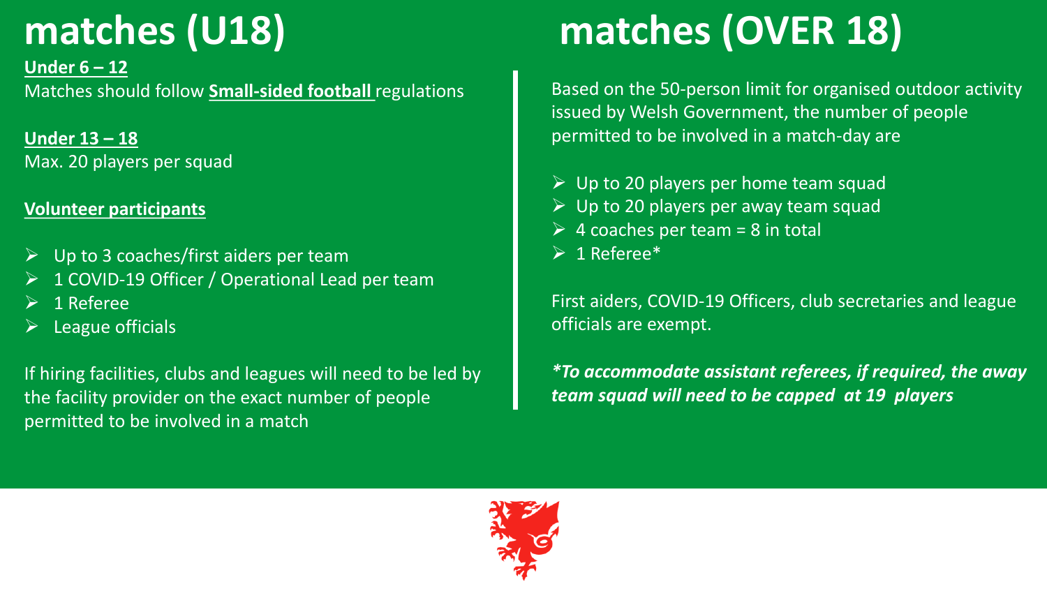# matches (U18)

**Under 6 – 12**

Matches should follow **Small-sided football** regulations

**Under 13 – 18**

Max. 20 players per squad

**Volunteer participants**

- Up to 3 coaches/first aiders per team
- 1 COVID-19 Officer / Operational Lead per team
- 1 Referee
- League officials

If hiring facilities, clubs and leagues will need to be led by the facility provider on the exact number of people permitted to be involved in a match

# matches (OVER 18)

Based on the 50-person limit for organised outdoor activity issued by Welsh Government, the number of people permitted to be involved in a match-day are

- Up to 20 players per home team squad
- Up to 20 players per away team squad
- 4 coaches per team = 8 in total
- 1 Referee*

First aiders, COVID-19 Officers, club secretaries and league officials are exempt.

***To accommodate assistant referees, if required, the away team squad will need to be capped at 19 players***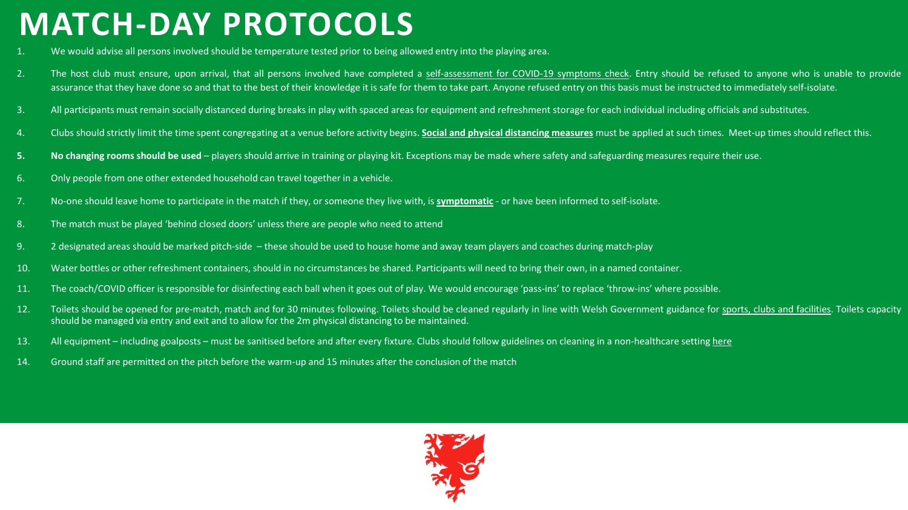# MATCH-DAY PROTOCOLS

1. We would advise all persons involved should be temperature tested prior to being allowed entry into the playing area.
2. The host club must ensure, upon arrival, that all persons involved have completed a self-assessment for COVID-19 symptoms check. Entry should be refused to anyone who is unable to provide assurance that they have done so and that to the best of their knowledge it is safe for them to take part. Anyone refused entry on this basis must be instructed to immediately self-isolate.
3. All participants must remain socially distanced during breaks in play with spaced areas for equipment and refreshment storage for each individual including officials and substitutes.
4. Clubs should strictly limit the time spent congregating at a venue before activity begins. **Social and physical distancing measures** must be applied at such times. Meet-up times should reflect this.
5. **No changing rooms should be used** – players should arrive in training or playing kit. Exceptions may be made where safety and safeguarding measures require their use.
6. Only people from one other extended household can travel together in a vehicle.
7. No-one should leave home to participate in the match if they, or someone they live with, is **symptomatic** - or have been informed to self-isolate.
8. The match must be played 'behind closed doors' unless there are people who need to attend
9. 2 designated areas should be marked pitch-side – these should be used to house home and away team players and coaches during match-play
10. Water bottles or other refreshment containers, should in no circumstances be shared. Participants will need to bring their own, in a named container.
11. The coach/COVID officer is responsible for disinfecting each ball when it goes out of play. We would encourage 'pass-ins' to replace 'throw-ins' where possible.
12. Toilets should be opened for pre-match, match and for 30 minutes following. Toilets should be cleaned regularly in line with Welsh Government guidance for sports, clubs and facilities. Toilets capacity should be managed via entry and exit and to allow for the 2m physical distancing to be maintained.
13. All equipment – including goalposts – must be sanitised before and after every fixture. Clubs should follow guidelines on cleaning in a non-healthcare setting here
14. Ground staff are permitted on the pitch before the warm-up and 15 minutes after the conclusion of the match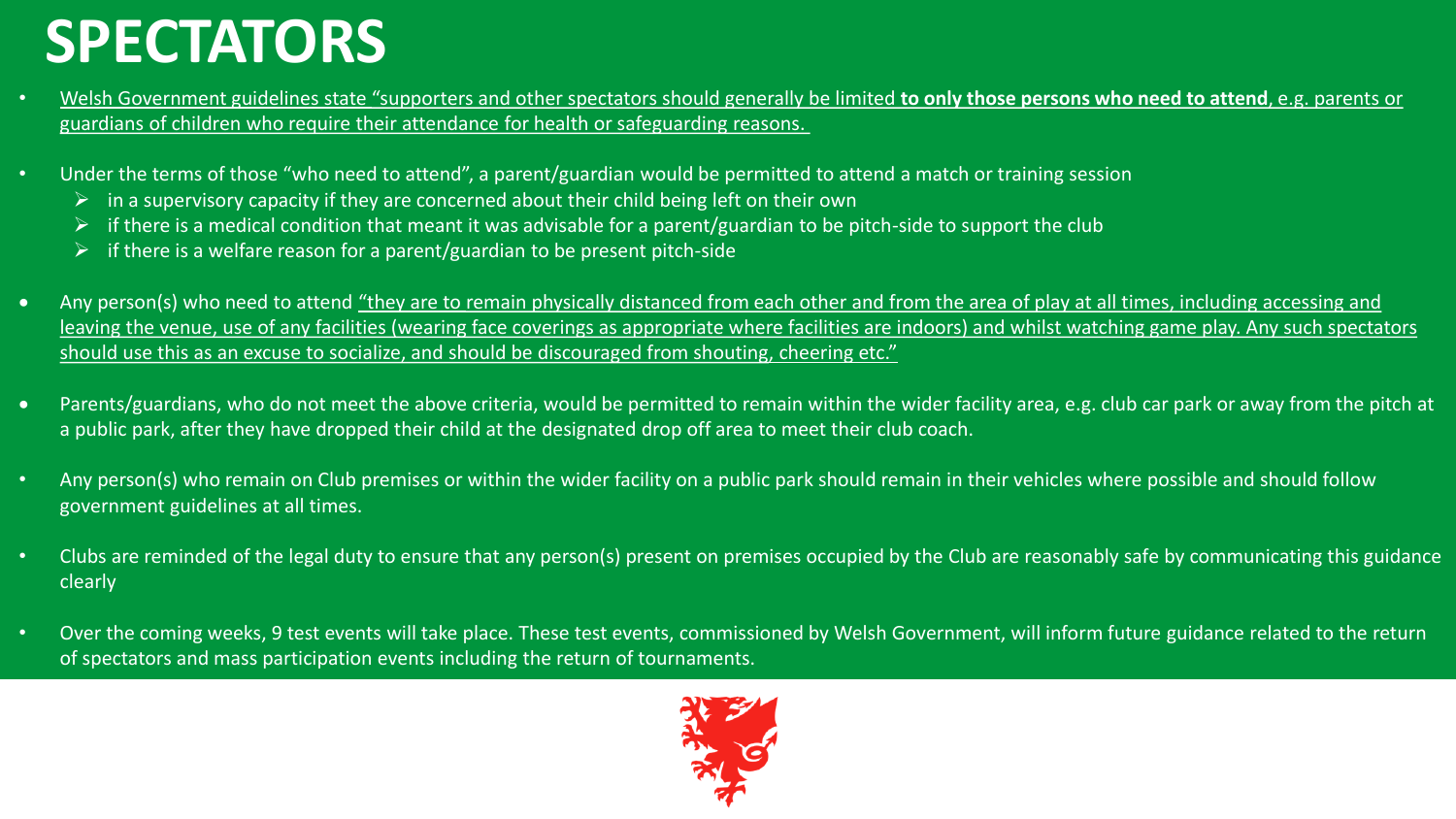# SPECTATORS

- Welsh Government guidelines state "supporters and other spectators should generally be limited **to only those persons who need to attend**, e.g. parents or guardians of children who require their attendance for health or safeguarding reasons.

- Under the terms of those "who need to attend", a parent/guardian would be permitted to attend a match or training session
  - in a supervisory capacity if they are concerned about their child being left on their own
  - if there is a medical condition that meant it was advisable for a parent/guardian to be pitch-side to support the club
  - if there is a welfare reason for a parent/guardian to be present pitch-side

- Any person(s) who need to attend "they are to remain physically distanced from each other and from the area of play at all times, including accessing and leaving the venue, use of any facilities (wearing face coverings as appropriate where facilities are indoors) and whilst watching game play. Any such spectators should use this as an excuse to socialize, and should be discouraged from shouting, cheering etc."

- Parents/guardians, who do not meet the above criteria, would be permitted to remain within the wider facility area, e.g. club car park or away from the pitch at a public park, after they have dropped their child at the designated drop off area to meet their club coach.

- Any person(s) who remain on Club premises or within the wider facility on a public park should remain in their vehicles where possible and should follow government guidelines at all times.

- Clubs are reminded of the legal duty to ensure that any person(s) present on premises occupied by the Club are reasonably safe by communicating this guidance clearly

- Over the coming weeks, 9 test events will take place. These test events, commissioned by Welsh Government, will inform future guidance related to the return of spectators and mass participation events including the return of tournaments.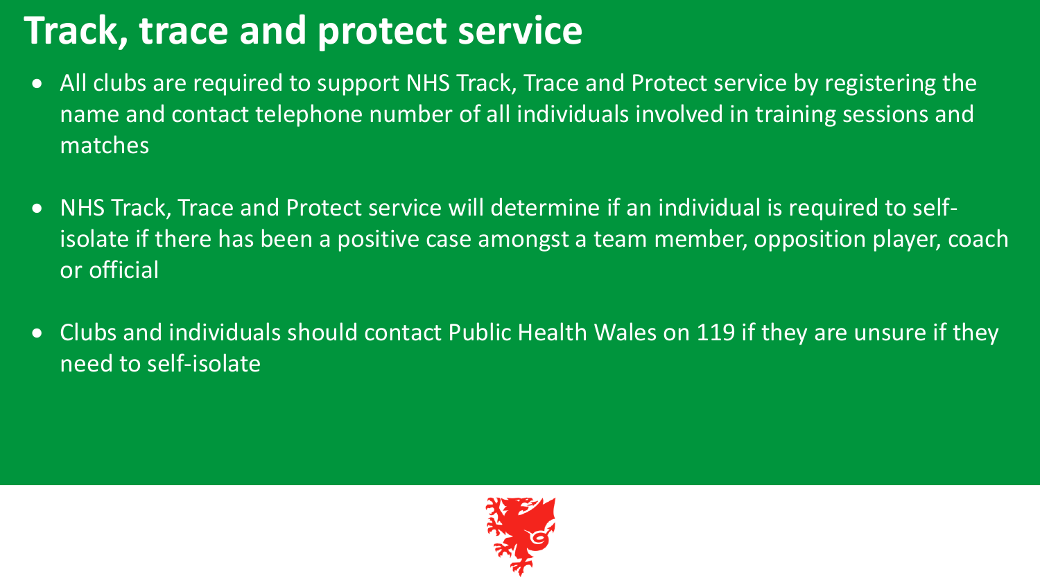# Track, trace and protect service

- All clubs are required to support NHS Track, Trace and Protect service by registering the name and contact telephone number of all individuals involved in training sessions and matches

- NHS Track, Trace and Protect service will determine if an individual is required to self-isolate if there has been a positive case amongst a team member, opposition player, coach or official

- Clubs and individuals should contact Public Health Wales on 119 if they are unsure if they need to self-isolate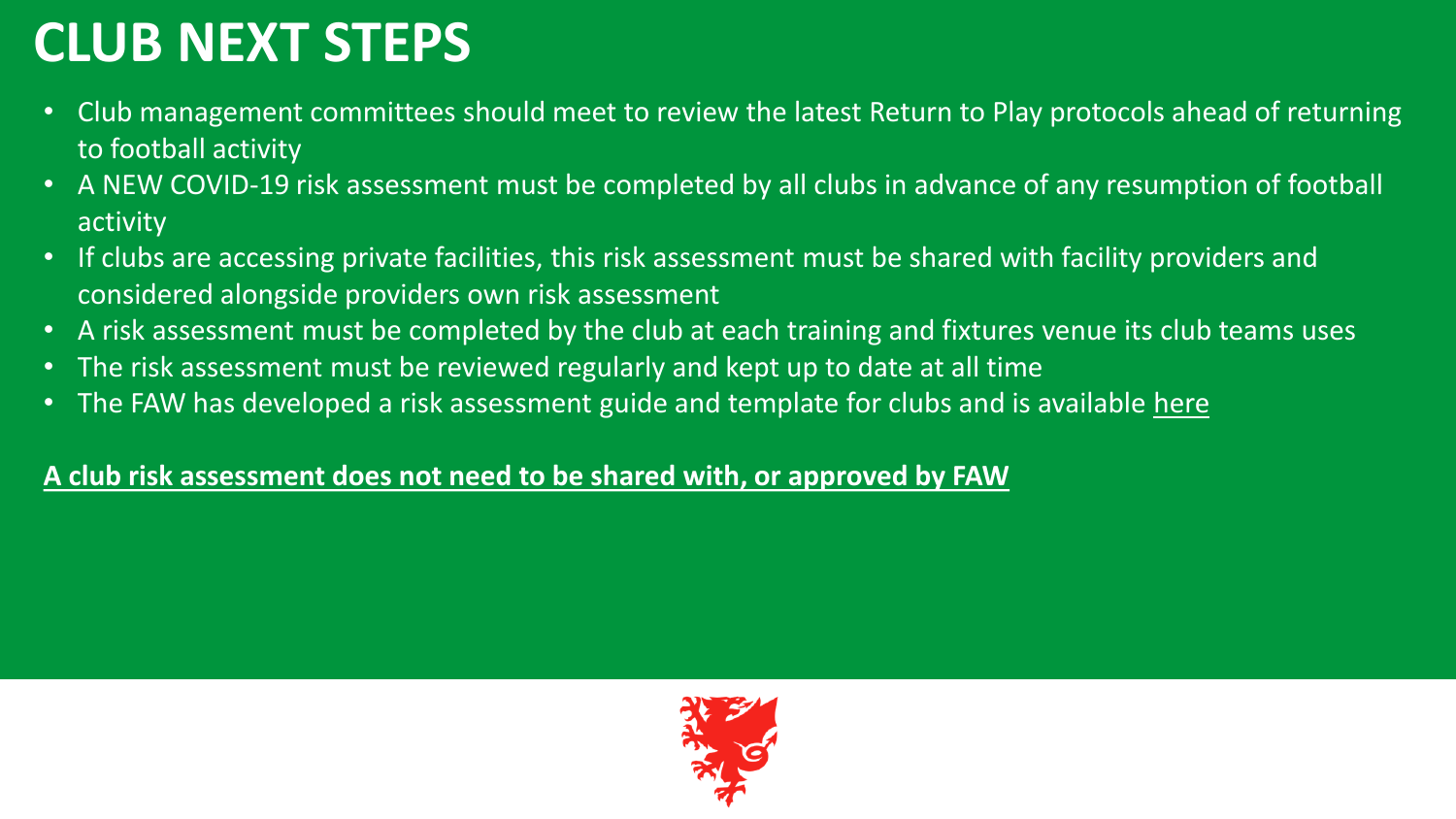# CLUB NEXT STEPS

- Club management committees should meet to review the latest Return to Play protocols ahead of returning to football activity
- A NEW COVID-19 risk assessment must be completed by all clubs in advance of any resumption of football activity
- If clubs are accessing private facilities, this risk assessment must be shared with facility providers and considered alongside providers own risk assessment
- A risk assessment must be completed by the club at each training and fixtures venue its club teams uses
- The risk assessment must be reviewed regularly and kept up to date at all time
- The FAW has developed a risk assessment guide and template for clubs and is available here

**A club risk assessment does not need to be shared with, or approved by FAW**